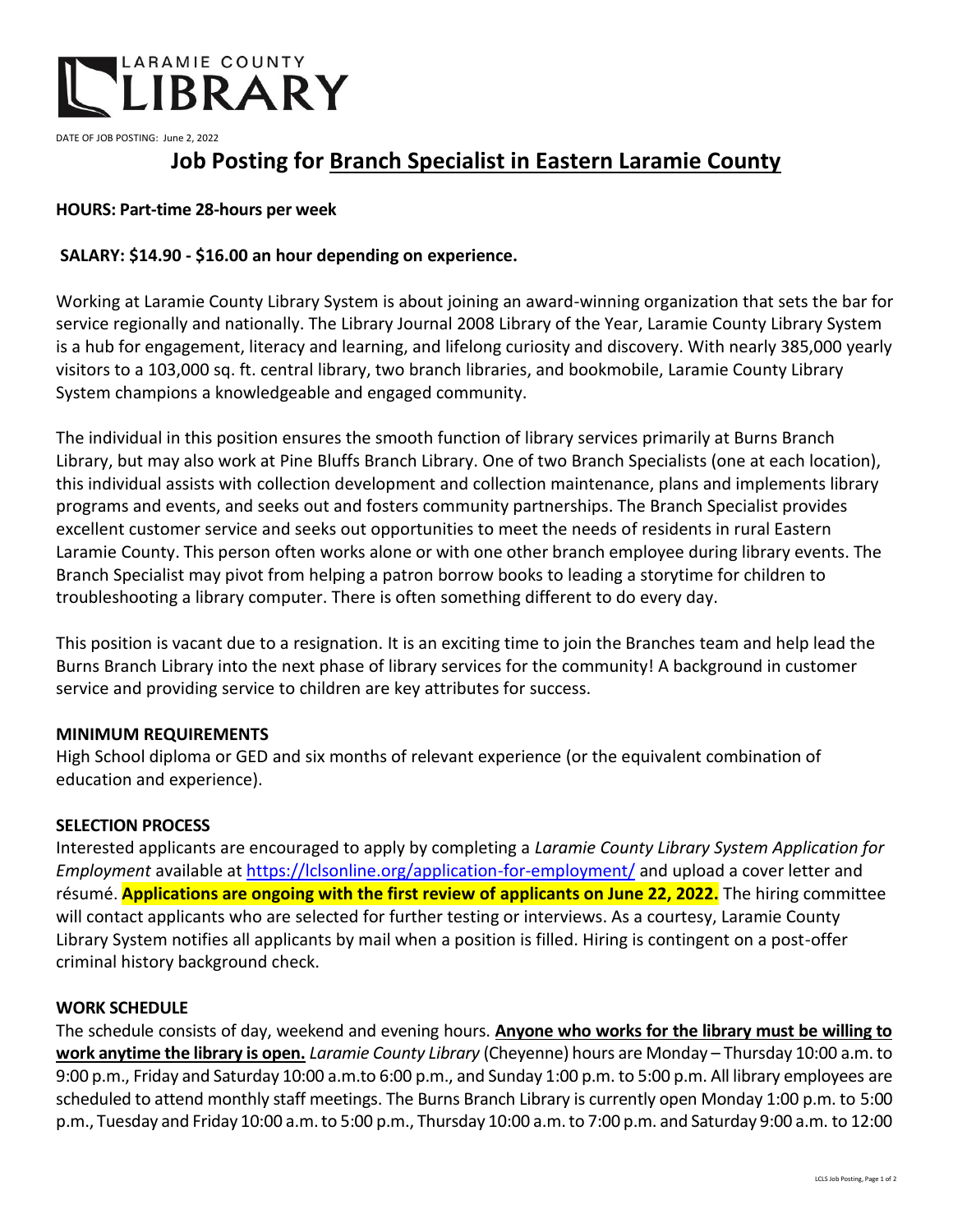LARAMIE COUNTY LIBRARY

DATE OF JOB POSTING: June 2, 2022

# Job Posting for Branch Specialist in Eastern Laramie County

**HOURS: Part-time 28-hours per week**

**SALARY: $14.90 - $16.00 an hour depending on experience.**

Working at Laramie County Library System is about joining an award-winning organization that sets the bar for service regionally and nationally. The Library Journal 2008 Library of the Year, Laramie County Library System is a hub for engagement, literacy and learning, and lifelong curiosity and discovery. With nearly 385,000 yearly visitors to a 103,000 sq. ft. central library, two branch libraries, and bookmobile, Laramie County Library System champions a knowledgeable and engaged community.

The individual in this position ensures the smooth function of library services primarily at Burns Branch Library, but may also work at Pine Bluffs Branch Library. One of two Branch Specialists (one at each location), this individual assists with collection development and collection maintenance, plans and implements library programs and events, and seeks out and fosters community partnerships. The Branch Specialist provides excellent customer service and seeks out opportunities to meet the needs of residents in rural Eastern Laramie County. This person often works alone or with one other branch employee during library events. The Branch Specialist may pivot from helping a patron borrow books to leading a storytime for children to troubleshooting a library computer. There is often something different to do every day.

This position is vacant due to a resignation. It is an exciting time to join the Branches team and help lead the Burns Branch Library into the next phase of library services for the community! A background in customer service and providing service to children are key attributes for success.

**MINIMUM REQUIREMENTS**

High School diploma or GED and six months of relevant experience (or the equivalent combination of education and experience).

**SELECTION PROCESS**

Interested applicants are encouraged to apply by completing a *Laramie County Library System Application for Employment* available at https://lclsonline.org/application-for-employment/ and upload a cover letter and résumé. **Applications are ongoing with the first review of applicants on June 22, 2022.** The hiring committee will contact applicants who are selected for further testing or interviews. As a courtesy, Laramie County Library System notifies all applicants by mail when a position is filled. Hiring is contingent on a post-offer criminal history background check.

**WORK SCHEDULE**

The schedule consists of day, weekend and evening hours. **Anyone who works for the library must be willing to work anytime the library is open.** *Laramie County Library* (Cheyenne) hours are Monday – Thursday 10:00 a.m. to 9:00 p.m., Friday and Saturday 10:00 a.m.to 6:00 p.m., and Sunday 1:00 p.m. to 5:00 p.m. All library employees are scheduled to attend monthly staff meetings. The Burns Branch Library is currently open Monday 1:00 p.m. to 5:00 p.m., Tuesday and Friday 10:00 a.m. to 5:00 p.m., Thursday 10:00 a.m. to 7:00 p.m. and Saturday 9:00 a.m. to 12:00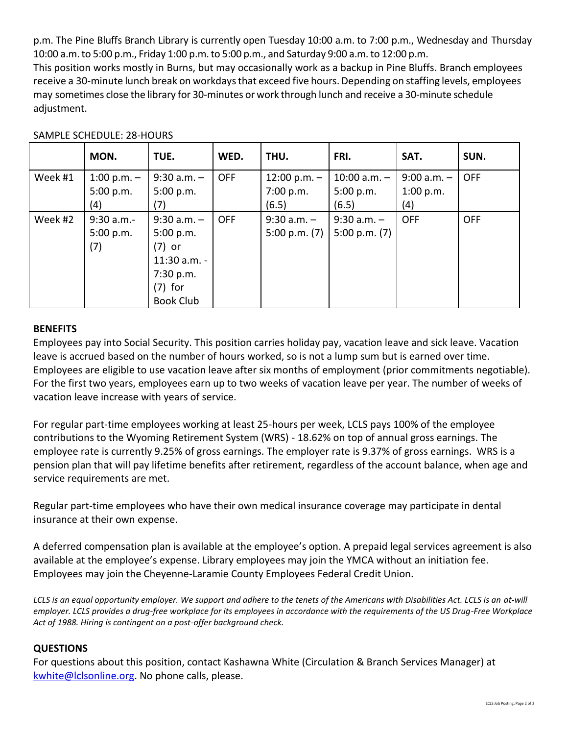p.m. The Pine Bluffs Branch Library is currently open Tuesday 10:00 a.m. to 7:00 p.m., Wednesday and Thursday 10:00 a.m. to 5:00 p.m., Friday 1:00 p.m. to 5:00 p.m., and Saturday 9:00 a.m. to 12:00 p.m.
This position works mostly in Burns, but may occasionally work as a backup in Pine Bluffs. Branch employees receive a 30-minute lunch break on workdays that exceed five hours. Depending on staffing levels, employees may sometimes close the library for 30-minutes or work through lunch and receive a 30-minute schedule adjustment.

SAMPLE SCHEDULE: 28-HOURS

| | MON. | TUE. | WED. | THU. | FRI. | SAT. | SUN. |
|---|---|---|---|---|---|---|---|
| Week #1 | 1:00 p.m. – 5:00 p.m. (4) | 9:30 a.m. – 5:00 p.m. (7) | OFF | 12:00 p.m. – 7:00 p.m. (6.5) | 10:00 a.m. – 5:00 p.m. (6.5) | 9:00 a.m. – 1:00 p.m. (4) | OFF |
| Week #2 | 9:30 a.m.- 5:00 p.m. (7) | 9:30 a.m. – 5:00 p.m. (7) or 11:30 a.m. - 7:30 p.m. (7) for Book Club | OFF | 9:30 a.m. – 5:00 p.m. (7) | 9:30 a.m. – 5:00 p.m. (7) | OFF | OFF |

**BENEFITS**

Employees pay into Social Security. This position carries holiday pay, vacation leave and sick leave. Vacation leave is accrued based on the number of hours worked, so is not a lump sum but is earned over time. Employees are eligible to use vacation leave after six months of employment (prior commitments negotiable). For the first two years, employees earn up to two weeks of vacation leave per year. The number of weeks of vacation leave increase with years of service.

For regular part-time employees working at least 25-hours per week, LCLS pays 100% of the employee contributions to the Wyoming Retirement System (WRS) - 18.62% on top of annual gross earnings. The employee rate is currently 9.25% of gross earnings. The employer rate is 9.37% of gross earnings. WRS is a pension plan that will pay lifetime benefits after retirement, regardless of the account balance, when age and service requirements are met.

Regular part-time employees who have their own medical insurance coverage may participate in dental insurance at their own expense.

A deferred compensation plan is available at the employee's option. A prepaid legal services agreement is also available at the employee's expense. Library employees may join the YMCA without an initiation fee. Employees may join the Cheyenne-Laramie County Employees Federal Credit Union.

*LCLS is an equal opportunity employer. We support and adhere to the tenets of the Americans with Disabilities Act. LCLS is an at-will employer. LCLS provides a drug-free workplace for its employees in accordance with the requirements of the US Drug-Free Workplace Act of 1988. Hiring is contingent on a post-offer background check.*

**QUESTIONS**

For questions about this position, contact Kashawna White (Circulation & Branch Services Manager) at kwhite@lclsonline.org. No phone calls, please.